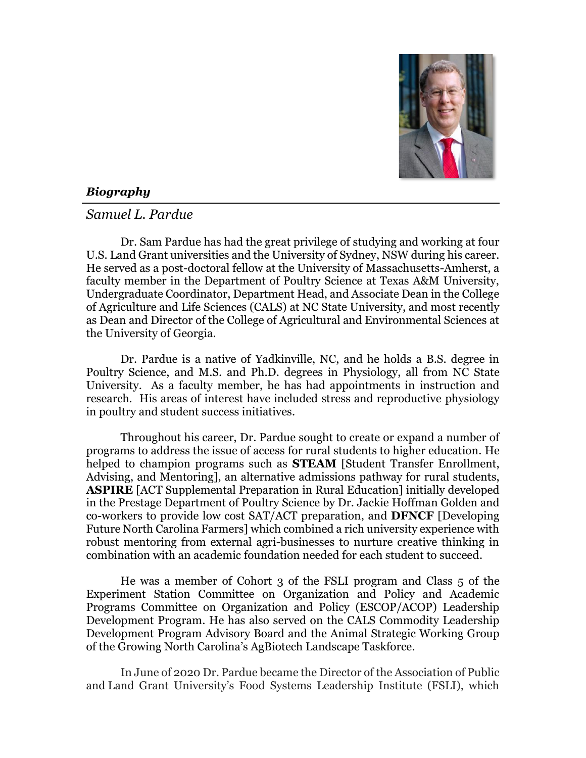***Biography***

---

*Samuel L. Pardue*

Dr. Sam Pardue has had the great privilege of studying and working at four U.S. Land Grant universities and the University of Sydney, NSW during his career. He served as a post-doctoral fellow at the University of Massachusetts-Amherst, a faculty member in the Department of Poultry Science at Texas A&M University, Undergraduate Coordinator, Department Head, and Associate Dean in the College of Agriculture and Life Sciences (CALS) at NC State University, and most recently as Dean and Director of the College of Agricultural and Environmental Sciences at the University of Georgia.

Dr. Pardue is a native of Yadkinville, NC, and he holds a B.S. degree in Poultry Science, and M.S. and Ph.D. degrees in Physiology, all from NC State University. As a faculty member, he has had appointments in instruction and research. His areas of interest have included stress and reproductive physiology in poultry and student success initiatives.

Throughout his career, Dr. Pardue sought to create or expand a number of programs to address the issue of access for rural students to higher education. He helped to champion programs such as **STEAM** [Student Transfer Enrollment, Advising, and Mentoring], an alternative admissions pathway for rural students, **ASPIRE** [ACT Supplemental Preparation in Rural Education] initially developed in the Prestage Department of Poultry Science by Dr. Jackie Hoffman Golden and co-workers to provide low cost SAT/ACT preparation, and **DFNCF** [Developing Future North Carolina Farmers] which combined a rich university experience with robust mentoring from external agri-businesses to nurture creative thinking in combination with an academic foundation needed for each student to succeed.

He was a member of Cohort 3 of the FSLI program and Class 5 of the Experiment Station Committee on Organization and Policy and Academic Programs Committee on Organization and Policy (ESCOP/ACOP) Leadership Development Program. He has also served on the CALS Commodity Leadership Development Program Advisory Board and the Animal Strategic Working Group of the Growing North Carolina's AgBiotech Landscape Taskforce.

In June of 2020 Dr. Pardue became the Director of the Association of Public and Land Grant University's Food Systems Leadership Institute (FSLI), which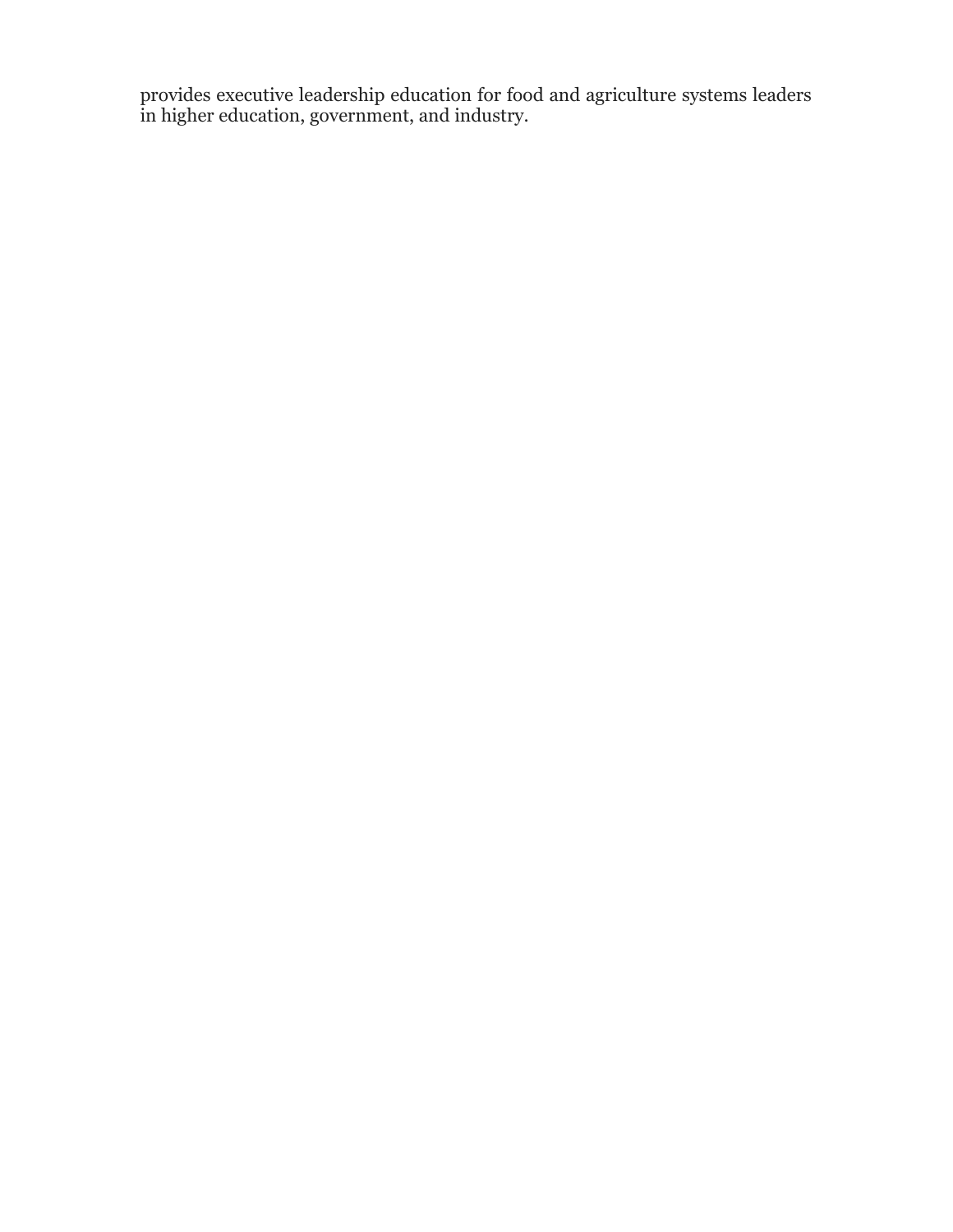provides executive leadership education for food and agriculture systems leaders in higher education, government, and industry.